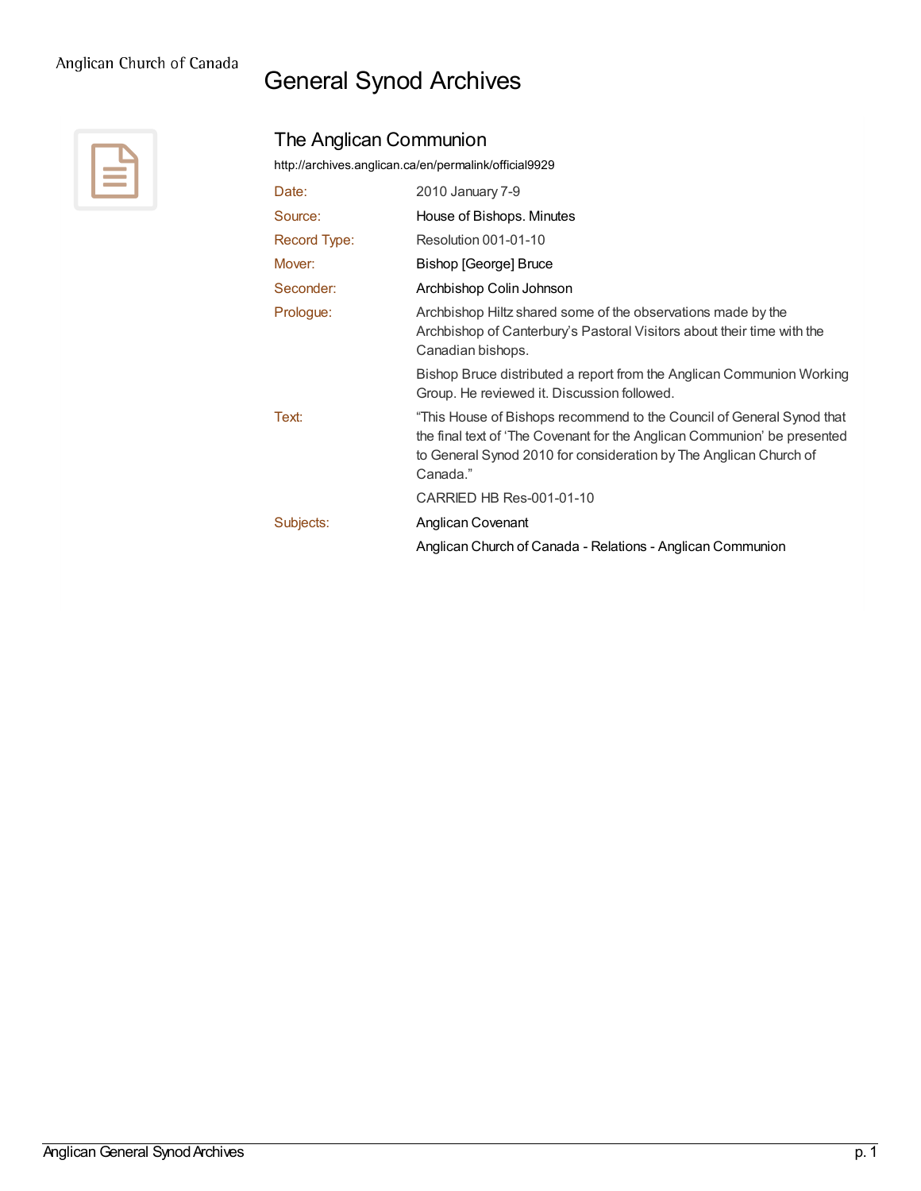Anglican Church of Canada

# General Synod Archives

## The Anglican Communion

http://archives.anglican.ca/en/permalink/official9929

| | |
|---|---|
| Date: | 2010 January 7-9 |
| Source: | House of Bishops. Minutes |
| Record Type: | Resolution 001-01-10 |
| Mover: | Bishop [George] Bruce |
| Seconder: | Archbishop Colin Johnson |
| Prologue: | Archbishop Hiltz shared some of the observations made by the Archbishop of Canterbury's Pastoral Visitors about their time with the Canadian bishops.<br><br>Bishop Bruce distributed a report from the Anglican Communion Working Group. He reviewed it. Discussion followed. |
| Text: | "This House of Bishops recommend to the Council of General Synod that the final text of 'The Covenant for the Anglican Communion' be presented to General Synod 2010 for consideration by The Anglican Church of Canada."<br><br>CARRIED HB Res-001-01-10 |
| Subjects: | Anglican Covenant<br><br>Anglican Church of Canada - Relations - Anglican Communion |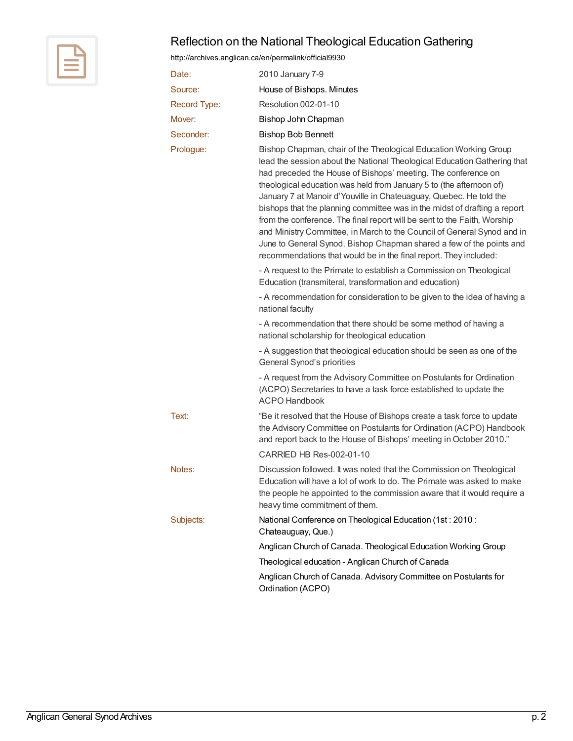# Reflection on the National Theological Education Gathering

http://archives.anglican.ca/en/permalink/official9930

**Date:** 2010 January 7-9

**Source:** House of Bishops. Minutes

**Record Type:** Resolution 002-01-10

**Mover:** Bishop John Chapman

**Seconder:** Bishop Bob Bennett

**Prologue:** Bishop Chapman, chair of the Theological Education Working Group lead the session about the National Theological Education Gathering that had preceded the House of Bishops' meeting. The conference on theological education was held from January 5 to (the afternoon of) January 7 at Manoir d'Youville in Chateuaguay, Quebec. He told the bishops that the planning committee was in the midst of drafting a report from the conference. The final report will be sent to the Faith, Worship and Ministry Committee, in March to the Council of General Synod and in June to General Synod. Bishop Chapman shared a few of the points and recommendations that would be in the final report. They included:

- A request to the Primate to establish a Commission on Theological Education (transmiteral, transformation and education)

- A recommendation for consideration to be given to the idea of having a national faculty

- A recommendation that there should be some method of having a national scholarship for theological education

- A suggestion that theological education should be seen as one of the General Synod's priorities

- A request from the Advisory Committee on Postulants for Ordination (ACPO) Secretaries to have a task force established to update the ACPO Handbook

**Text:** "Be it resolved that the House of Bishops create a task force to update the Advisory Committee on Postulants for Ordination (ACPO) Handbook and report back to the House of Bishops' meeting in October 2010."

CARRIED HB Res-002-01-10

**Notes:** Discussion followed. It was noted that the Commission on Theological Education will have a lot of work to do. The Primate was asked to make the people he appointed to the commission aware that it would require a heavy time commitment of them.

**Subjects:** National Conference on Theological Education (1st : 2010 : Chateauguay, Que.)

Anglican Church of Canada. Theological Education Working Group

Theological education - Anglican Church of Canada

Anglican Church of Canada. Advisory Committee on Postulants for Ordination (ACPO)